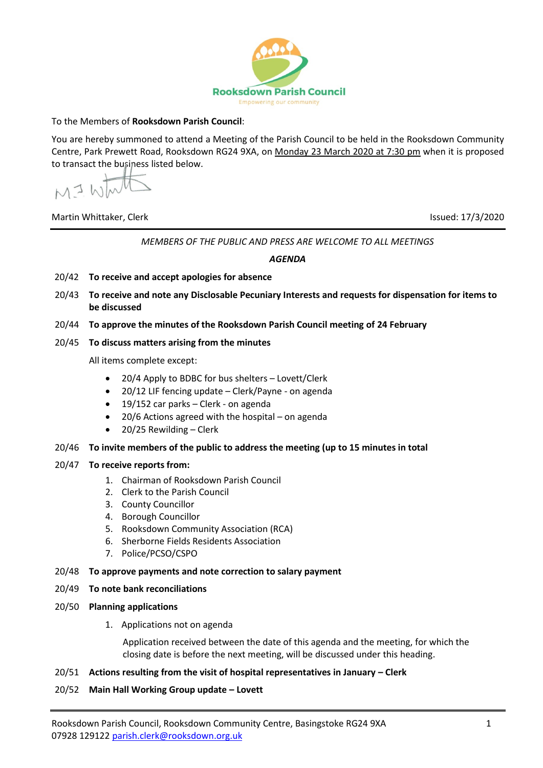Rooksdown Parish Council

Empowering our community

To the Members of **Rooksdown Parish Council**:

You are hereby summoned to attend a Meeting of the Parish Council to be held in the Rooksdown Community Centre, Park Prewett Road, Rooksdown RG24 9XA, on Monday 23 March 2020 at 7:30 pm when it is proposed to transact the business listed below.

Martin Whittaker, Clerk

Issued: 17/3/2020

---

*MEMBERS OF THE PUBLIC AND PRESS ARE WELCOME TO ALL MEETINGS*

***AGENDA***

20/42 **To receive and accept apologies for absence**

20/43 **To receive and note any Disclosable Pecuniary Interests and requests for dispensation for items to be discussed**

20/44 **To approve the minutes of the Rooksdown Parish Council meeting of 24 February**

20/45 **To discuss matters arising from the minutes**

All items complete except:

- 20/4 Apply to BDBC for bus shelters – Lovett/Clerk
- 20/12 LIF fencing update – Clerk/Payne - on agenda
- 19/152 car parks – Clerk - on agenda
- 20/6 Actions agreed with the hospital – on agenda
- 20/25 Rewilding – Clerk

20/46 **To invite members of the public to address the meeting (up to 15 minutes in total**

20/47 **To receive reports from:**

1. Chairman of Rooksdown Parish Council
2. Clerk to the Parish Council
3. County Councillor
4. Borough Councillor
5. Rooksdown Community Association (RCA)
6. Sherborne Fields Residents Association
7. Police/PCSO/CSPO

20/48 **To approve payments and note correction to salary payment**

20/49 **To note bank reconciliations**

20/50 **Planning applications**

1. Applications not on agenda

   Application received between the date of this agenda and the meeting, for which the closing date is before the next meeting, will be discussed under this heading.

20/51 **Actions resulting from the visit of hospital representatives in January – Clerk**

20/52 **Main Hall Working Group update – Lovett**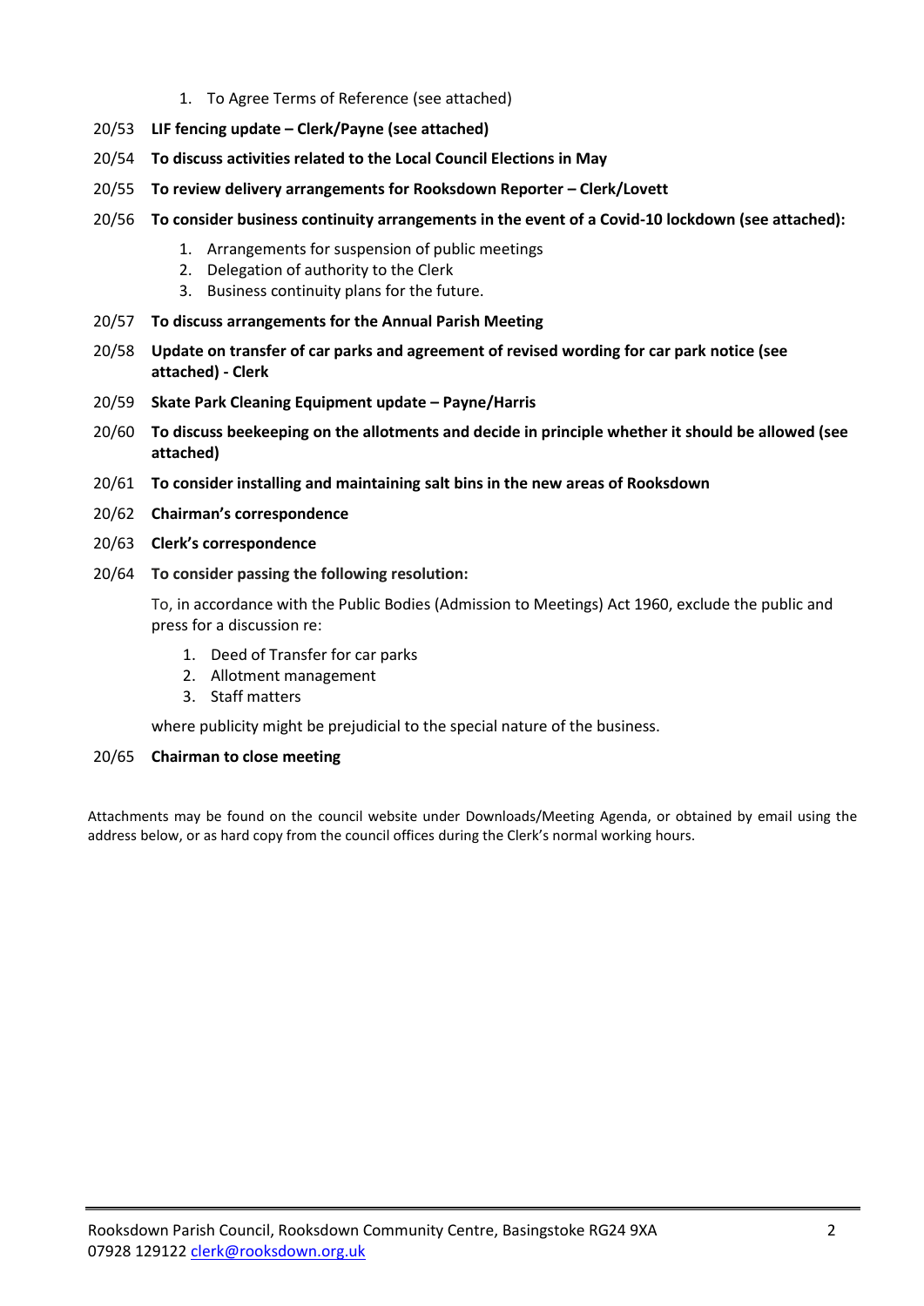1. To Agree Terms of Reference (see attached)

20/53 **LIF fencing update – Clerk/Payne (see attached)**

20/54 **To discuss activities related to the Local Council Elections in May**

20/55 **To review delivery arrangements for Rooksdown Reporter – Clerk/Lovett**

20/56 **To consider business continuity arrangements in the event of a Covid-10 lockdown (see attached):**

1. Arrangements for suspension of public meetings
2. Delegation of authority to the Clerk
3. Business continuity plans for the future.

20/57 **To discuss arrangements for the Annual Parish Meeting**

20/58 **Update on transfer of car parks and agreement of revised wording for car park notice (see attached) - Clerk**

20/59 **Skate Park Cleaning Equipment update – Payne/Harris**

20/60 **To discuss beekeeping on the allotments and decide in principle whether it should be allowed (see attached)**

20/61 **To consider installing and maintaining salt bins in the new areas of Rooksdown**

20/62 **Chairman's correspondence**

20/63 **Clerk's correspondence**

20/64 **To consider passing the following resolution:**

To, in accordance with the Public Bodies (Admission to Meetings) Act 1960, exclude the public and press for a discussion re:

1. Deed of Transfer for car parks
2. Allotment management
3. Staff matters

where publicity might be prejudicial to the special nature of the business.

20/65 **Chairman to close meeting**

Attachments may be found on the council website under Downloads/Meeting Agenda, or obtained by email using the address below, or as hard copy from the council offices during the Clerk's normal working hours.

Rooksdown Parish Council, Rooksdown Community Centre, Basingstoke RG24 9XA
07928 129122 clerk@rooksdown.org.uk